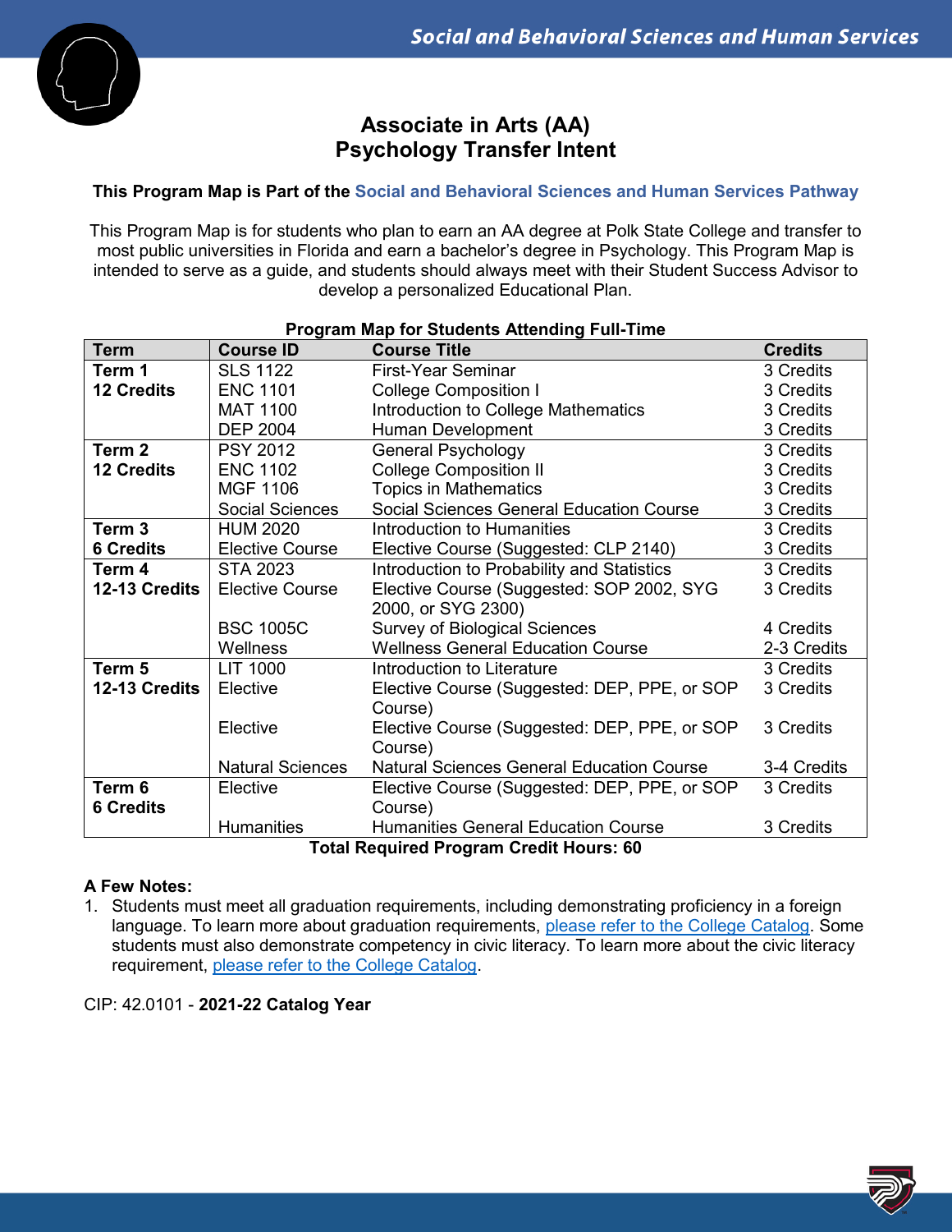# Associate in Arts (AA)
# Psychology Transfer Intent

**This Program Map is Part of the Social and Behavioral Sciences and Human Services Pathway**

This Program Map is for students who plan to earn an AA degree at Polk State College and transfer to most public universities in Florida and earn a bachelor's degree in Psychology. This Program Map is intended to serve as a guide, and students should always meet with their Student Success Advisor to develop a personalized Educational Plan.

**Program Map for Students Attending Full-Time**

| Term | Course ID | Course Title | Credits |
|---|---|---|---|
| **Term 1** **12 Credits** | SLS 1122 | First-Year Seminar | 3 Credits |
| | ENC 1101 | College Composition I | 3 Credits |
| | MAT 1100 | Introduction to College Mathematics | 3 Credits |
| | DEP 2004 | Human Development | 3 Credits |
| **Term 2** **12 Credits** | PSY 2012 | General Psychology | 3 Credits |
| | ENC 1102 | College Composition II | 3 Credits |
| | MGF 1106 | Topics in Mathematics | 3 Credits |
| | Social Sciences | Social Sciences General Education Course | 3 Credits |
| **Term 3** **6 Credits** | HUM 2020 | Introduction to Humanities | 3 Credits |
| | Elective Course | Elective Course (Suggested: CLP 2140) | 3 Credits |
| **Term 4** **12-13 Credits** | STA 2023 | Introduction to Probability and Statistics | 3 Credits |
| | Elective Course | Elective Course (Suggested: SOP 2002, SYG 2000, or SYG 2300) | 3 Credits |
| | BSC 1005C | Survey of Biological Sciences | 4 Credits |
| | Wellness | Wellness General Education Course | 2-3 Credits |
| **Term 5** **12-13 Credits** | LIT 1000 | Introduction to Literature | 3 Credits |
| | Elective | Elective Course (Suggested: DEP, PPE, or SOP Course) | 3 Credits |
| | Elective | Elective Course (Suggested: DEP, PPE, or SOP Course) | 3 Credits |
| | Natural Sciences | Natural Sciences General Education Course | 3-4 Credits |
| **Term 6** **6 Credits** | Elective | Elective Course (Suggested: DEP, PPE, or SOP Course) | 3 Credits |
| | Humanities | Humanities General Education Course | 3 Credits |

**Total Required Program Credit Hours: 60**

**A Few Notes:**

1. Students must meet all graduation requirements, including demonstrating proficiency in a foreign language. To learn more about graduation requirements, please refer to the College Catalog. Some students must also demonstrate competency in civic literacy. To learn more about the civic literacy requirement, please refer to the College Catalog.

CIP: 42.0101 - **2021-22 Catalog Year**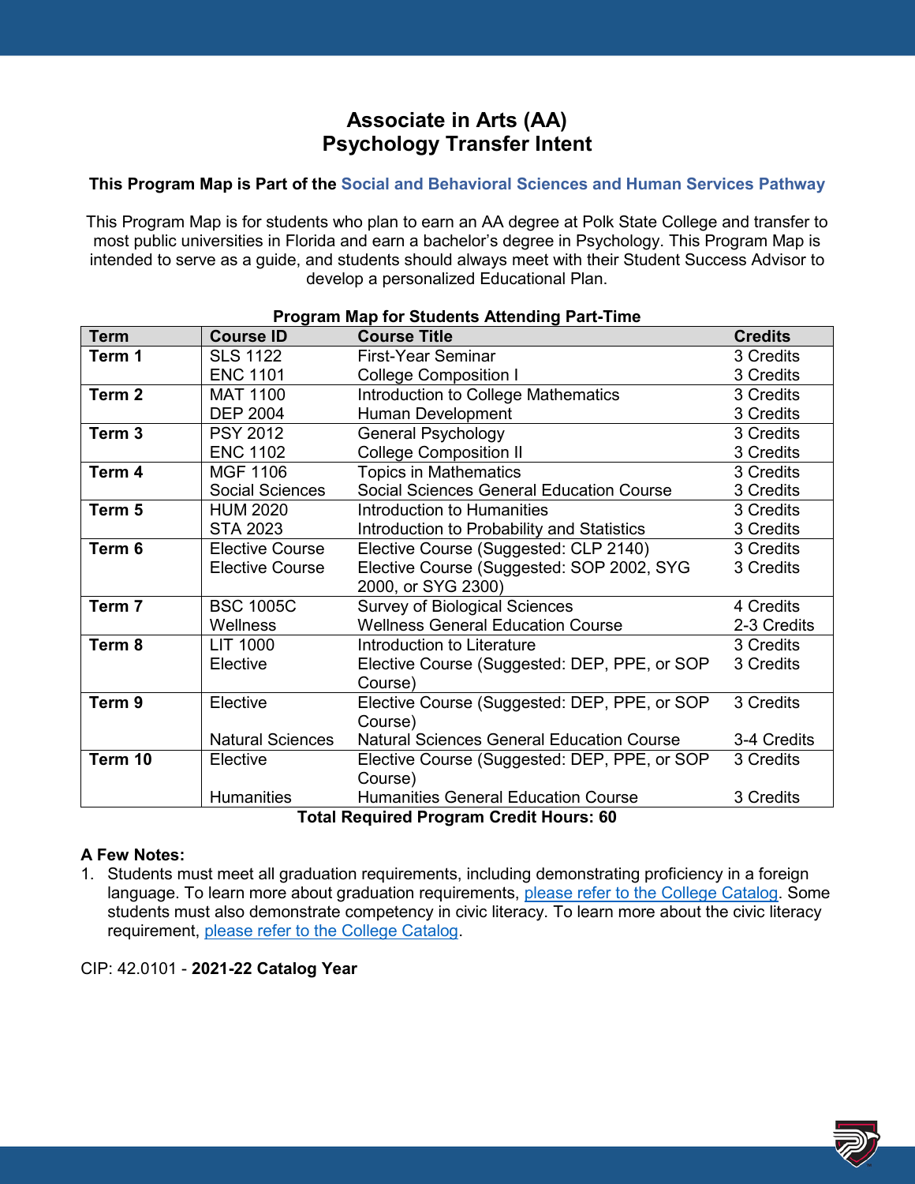# Associate in Arts (AA)
# Psychology Transfer Intent

**This Program Map is Part of the Social and Behavioral Sciences and Human Services Pathway**

This Program Map is for students who plan to earn an AA degree at Polk State College and transfer to most public universities in Florida and earn a bachelor's degree in Psychology. This Program Map is intended to serve as a guide, and students should always meet with their Student Success Advisor to develop a personalized Educational Plan.

**Program Map for Students Attending Part-Time**

| Term | Course ID | Course Title | Credits |
|---|---|---|---|
| **Term 1** | SLS 1122 | First-Year Seminar | 3 Credits |
| | ENC 1101 | College Composition I | 3 Credits |
| **Term 2** | MAT 1100 | Introduction to College Mathematics | 3 Credits |
| | DEP 2004 | Human Development | 3 Credits |
| **Term 3** | PSY 2012 | General Psychology | 3 Credits |
| | ENC 1102 | College Composition II | 3 Credits |
| **Term 4** | MGF 1106 | Topics in Mathematics | 3 Credits |
| | Social Sciences | Social Sciences General Education Course | 3 Credits |
| **Term 5** | HUM 2020 | Introduction to Humanities | 3 Credits |
| | STA 2023 | Introduction to Probability and Statistics | 3 Credits |
| **Term 6** | Elective Course | Elective Course (Suggested: CLP 2140) | 3 Credits |
| | Elective Course | Elective Course (Suggested: SOP 2002, SYG 2000, or SYG 2300) | 3 Credits |
| **Term 7** | BSC 1005C | Survey of Biological Sciences | 4 Credits |
| | Wellness | Wellness General Education Course | 2-3 Credits |
| **Term 8** | LIT 1000 | Introduction to Literature | 3 Credits |
| | Elective | Elective Course (Suggested: DEP, PPE, or SOP Course) | 3 Credits |
| **Term 9** | Elective | Elective Course (Suggested: DEP, PPE, or SOP Course) | 3 Credits |
| | Natural Sciences | Natural Sciences General Education Course | 3-4 Credits |
| **Term 10** | Elective | Elective Course (Suggested: DEP, PPE, or SOP Course) | 3 Credits |
| | Humanities | Humanities General Education Course | 3 Credits |

**Total Required Program Credit Hours: 60**

**A Few Notes:**

1. Students must meet all graduation requirements, including demonstrating proficiency in a foreign language. To learn more about graduation requirements, please refer to the College Catalog. Some students must also demonstrate competency in civic literacy. To learn more about the civic literacy requirement, please refer to the College Catalog.

CIP: 42.0101 - **2021-22 Catalog Year**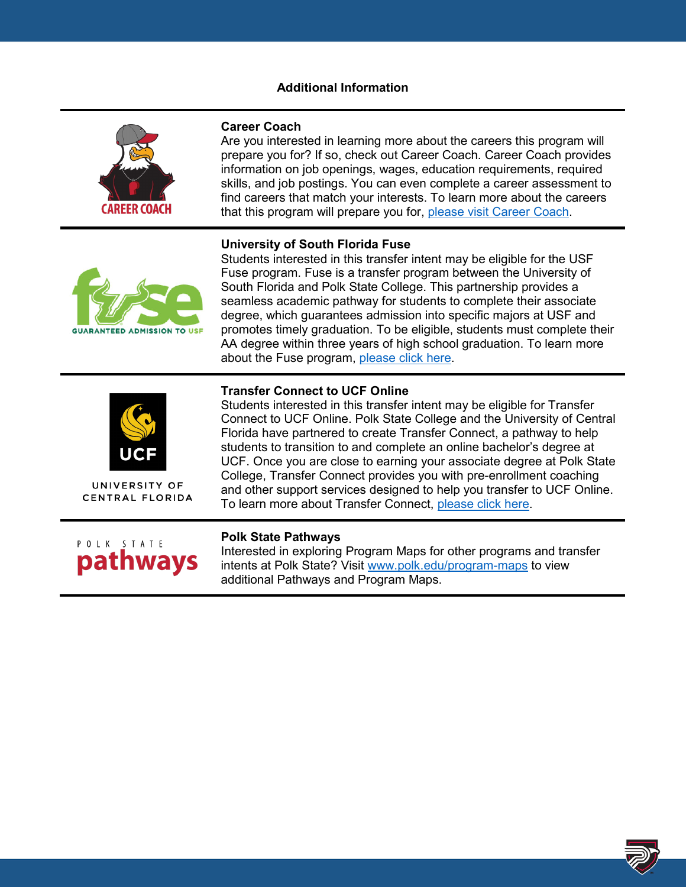## Additional Information

### Career Coach

Are you interested in learning more about the careers this program will prepare you for? If so, check out Career Coach. Career Coach provides information on job openings, wages, education requirements, required skills, and job postings. You can even complete a career assessment to find careers that match your interests. To learn more about the careers that this program will prepare you for, please visit Career Coach.

### University of South Florida Fuse

Students interested in this transfer intent may be eligible for the USF Fuse program. Fuse is a transfer program between the University of South Florida and Polk State College. This partnership provides a seamless academic pathway for students to complete their associate degree, which guarantees admission into specific majors at USF and promotes timely graduation. To be eligible, students must complete their AA degree within three years of high school graduation. To learn more about the Fuse program, please click here.

### Transfer Connect to UCF Online

Students interested in this transfer intent may be eligible for Transfer Connect to UCF Online. Polk State College and the University of Central Florida have partnered to create Transfer Connect, a pathway to help students to transition to and complete an online bachelor's degree at UCF. Once you are close to earning your associate degree at Polk State College, Transfer Connect provides you with pre-enrollment coaching and other support services designed to help you transfer to UCF Online. To learn more about Transfer Connect, please click here.

### Polk State Pathways

Interested in exploring Program Maps for other programs and transfer intents at Polk State? Visit www.polk.edu/program-maps to view additional Pathways and Program Maps.